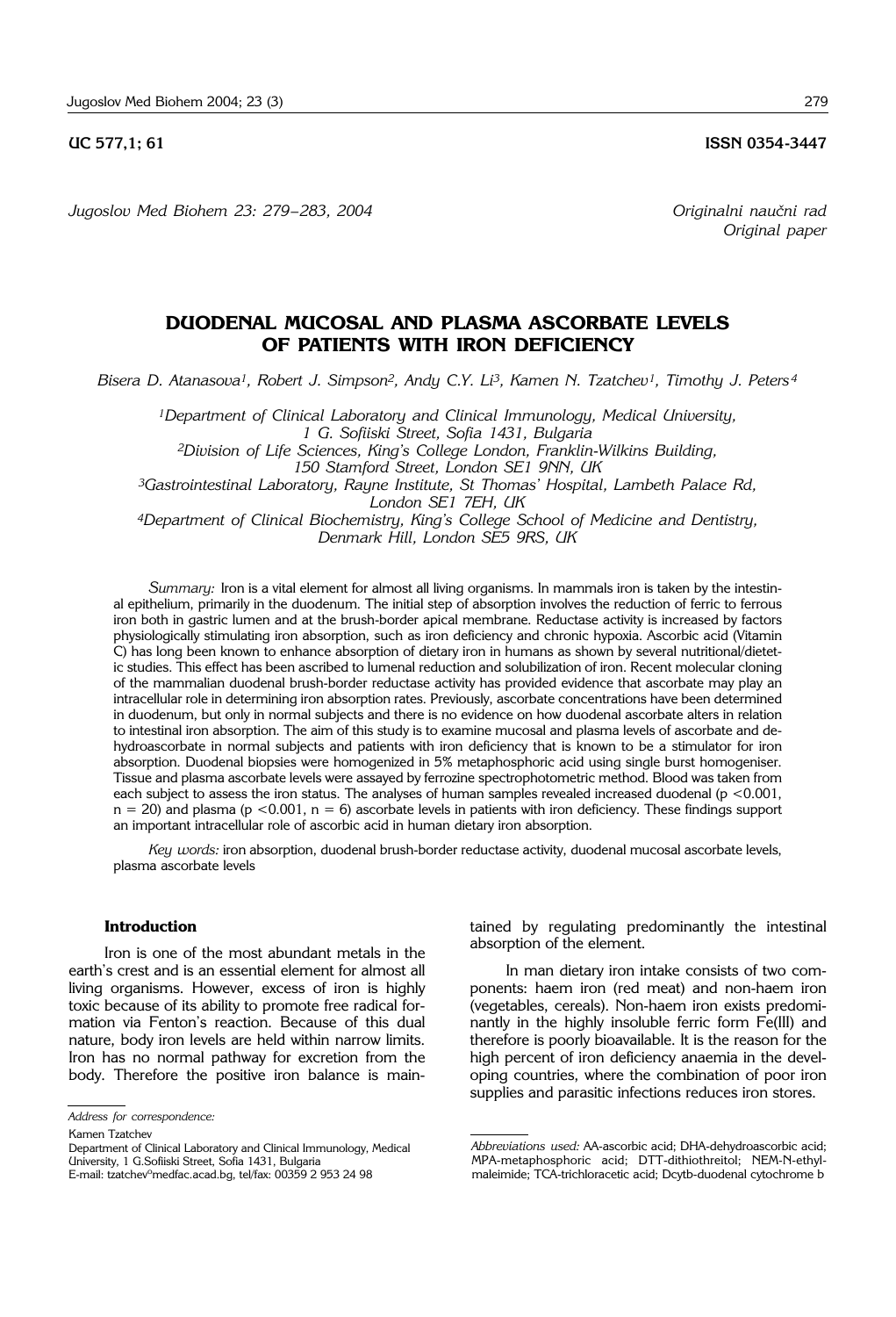UC 577,1; 61 ISSN 0354-3447

*Originalni naučni rad*
*Original paper*

# DUODENAL MUCOSAL AND PLASMA ASCORBATE LEVELS OF PATIENTS WITH IRON DEFICIENCY

*Bisera D. Atanasova[1], Robert J. Simpson[2], Andy C.Y. Li[3], Kamen N. Tzatchev[1], Timothy J. Peters[4]*

[1]Department of Clinical Laboratory and Clinical Immunology, Medical University, 1 G. Sofiiski Street, Sofia 1431, Bulgaria
[2]Division of Life Sciences, King's College London, Franklin-Wilkins Building, 150 Stamford Street, London SE1 9NN, UK
[3]Gastrointestinal Laboratory, Rayne Institute, St Thomas' Hospital, Lambeth Palace Rd, London SE1 7EH, UK
[4]Department of Clinical Biochemistry, King's College School of Medicine and Dentistry, Denmark Hill, London SE5 9RS, UK

*Summary:* Iron is a vital element for almost all living organisms. In mammals iron is taken by the intestinal epithelium, primarily in the duodenum. The initial step of absorption involves the reduction of ferric to ferrous iron both in gastric lumen and at the brush-border apical membrane. Reductase activity is increased by factors physiologically stimulating iron absorption, such as iron deficiency and chronic hypoxia. Ascorbic acid (Vitamin C) has long been known to enhance absorption of dietary iron in humans as shown by several nutritional/dietetic studies. This effect has been ascribed to lumenal reduction and solubilization of iron. Recent molecular cloning of the mammalian duodenal brush-border reductase activity has provided evidence that ascorbate may play an intracellular role in determining iron absorption rates. Previously, ascorbate concentrations have been determined in duodenum, but only in normal subjects and there is no evidence on how duodenal ascorbate alters in relation to intestinal iron absorption. The aim of this study is to examine mucosal and plasma levels of ascorbate and dehydroascorbate in normal subjects and patients with iron deficiency that is known to be a stimulator for iron absorption. Duodenal biopsies were homogenized in 5% metaphosphoric acid using single burst homogeniser. Tissue and plasma ascorbate levels were assayed by ferrozine spectrophotometric method. Blood was taken from each subject to assess the iron status. The analyses of human samples revealed increased duodenal ($p < 0.001$, $n = 20$) and plasma ($p < 0.001$, $n = 6$) ascorbate levels in patients with iron deficiency. These findings support an important intracellular role of ascorbic acid in human dietary iron absorption.

*Key words:* iron absorption, duodenal brush-border reductase activity, duodenal mucosal ascorbate levels, plasma ascorbate levels

## Introduction

Iron is one of the most abundant metals in the earth's crest and is an essential element for almost all living organisms. However, excess of iron is highly toxic because of its ability to promote free radical formation via Fenton's reaction. Because of this dual nature, body iron levels are held within narrow limits. Iron has no normal pathway for excretion from the body. Therefore the positive iron balance is maintained by regulating predominantly the intestinal absorption of the element.

In man dietary iron intake consists of two components: haem iron (red meat) and non-haem iron (vegetables, cereals). Non-haem iron exists predominantly in the highly insoluble ferric form Fe(III) and therefore is poorly bioavailable. It is the reason for the high percent of iron deficiency anaemia in the developing countries, where the combination of poor iron supplies and parasitic infections reduces iron stores.

*Address for correspondence:*

Kamen Tzatchev
Department of Clinical Laboratory and Clinical Immunology, Medical University, 1 G.Sofiiski Street, Sofia 1431, Bulgaria
E-mail: tzatchev°medfac.acad.bg, tel/fax: 00359 2 953 24 98

*Abbreviations used:* AA-ascorbic acid; DHA-dehydroascorbic acid; MPA-metaphosphoric acid; DTT-dithiothreitol; NEM-N-ethylmaleimide; TCA-trichloracetic acid; Dcytb-duodenal cytochrome b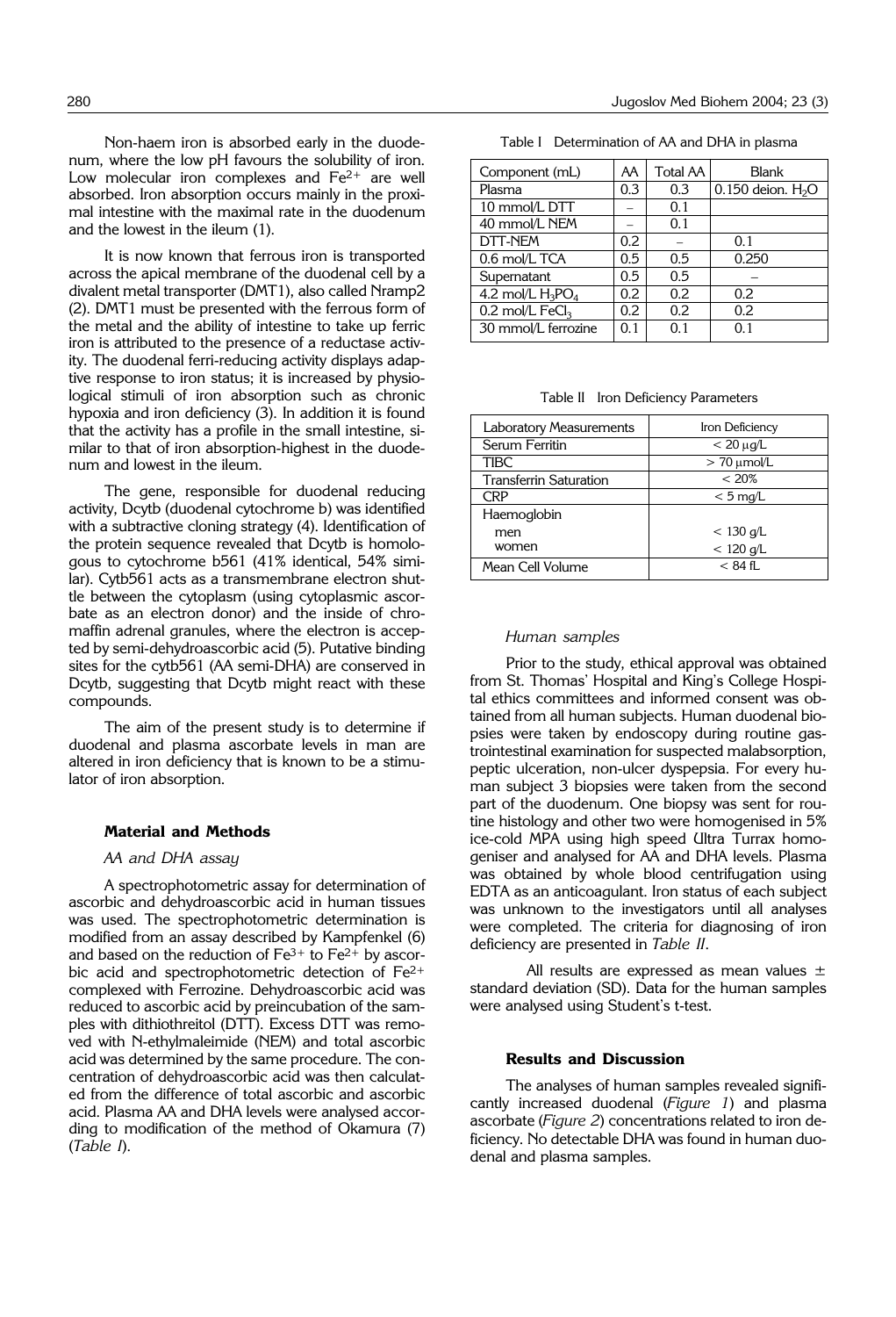Non-haem iron is absorbed early in the duodenum, where the low pH favours the solubility of iron. Low molecular iron complexes and $Fe^{2+}$ are well absorbed. Iron absorption occurs mainly in the proximal intestine with the maximal rate in the duodenum and the lowest in the ileum (1).

It is now known that ferrous iron is transported across the apical membrane of the duodenal cell by a divalent metal transporter (DMT1), also called Nramp2 (2). DMT1 must be presented with the ferrous form of the metal and the ability of intestine to take up ferric iron is attributed to the presence of a reductase activity. The duodenal ferri-reducing activity displays adaptive response to iron status; it is increased by physiological stimuli of iron absorption such as chronic hypoxia and iron deficiency (3). In addition it is found that the activity has a profile in the small intestine, similar to that of iron absorption-highest in the duodenum and lowest in the ileum.

The gene, responsible for duodenal reducing activity, Dcytb (duodenal cytochrome b) was identified with a subtractive cloning strategy (4). Identification of the protein sequence revealed that Dcytb is homologous to cytochrome b561 (41% identical, 54% similar). Cytb561 acts as a transmembrane electron shuttle between the cytoplasm (using cytoplasmic ascorbate as an electron donor) and the inside of chromaffin adrenal granules, where the electron is accepted by semi-dehydroascorbic acid (5). Putative binding sites for the cytb561 (AA semi-DHA) are conserved in Dcytb, suggesting that Dcytb might react with these compounds.

The aim of the present study is to determine if duodenal and plasma ascorbate levels in man are altered in iron deficiency that is known to be a stimulator of iron absorption.

## Material and Methods

### *AA and DHA assay*

A spectrophotometric assay for determination of ascorbic and dehydroascorbic acid in human tissues was used. The spectrophotometric determination is modified from an assay described by Kampfenkel (6) and based on the reduction of $Fe^{3+}$ to $Fe^{2+}$ by ascorbic acid and spectrophotometric detection of $Fe^{2+}$ complexed with Ferrozine. Dehydroascorbic acid was reduced to ascorbic acid by preincubation of the samples with dithiothreitol (DTT). Excess DTT was removed with N-ethylmaleimide (NEM) and total ascorbic acid was determined by the same procedure. The concentration of dehydroascorbic acid was then calculated from the difference of total ascorbic and ascorbic acid. Plasma AA and DHA levels were analysed according to modification of the method of Okamura (7) (*Table I*).

Table I Determination of AA and DHA in plasma

| Component (mL) | AA | Total AA | Blank |
|---|---|---|---|
| Plasma | 0.3 | 0.3 | 0.150 deion. $H_2O$ |
| 10 mmol/L DTT | – | 0.1 | |
| 40 mmol/L NEM | – | 0.1 | |
| DTT-NEM | 0.2 | – | 0.1 |
| 0.6 mol/L TCA | 0.5 | 0.5 | 0.250 |
| Supernatant | 0.5 | 0.5 | – |
| 4.2 mol/L $H_3PO_4$ | 0.2 | 0.2 | 0.2 |
| 0.2 mol/L $FeCl_3$ | 0.2 | 0.2 | 0.2 |
| 30 mmol/L ferrozine | 0.1 | 0.1 | 0.1 |

Table II Iron Deficiency Parameters

| Laboratory Measurements | Iron Deficiency |
|---|---|
| Serum Ferritin | < 20 μg/L |
| TIBC | > 70 μmol/L |
| Transferrin Saturation | < 20% |
| CRP | < 5 mg/L |
| Haemoglobin | |
| men | < 130 g/L |
| women | < 120 g/L |
| Mean Cell Volume | < 84 fL |

### *Human samples*

Prior to the study, ethical approval was obtained from St. Thomas' Hospital and King's College Hospital ethics committees and informed consent was obtained from all human subjects. Human duodenal biopsies were taken by endoscopy during routine gastrointestinal examination for suspected malabsorption, peptic ulceration, non-ulcer dyspepsia. For every human subject 3 biopsies were taken from the second part of the duodenum. One biopsy was sent for routine histology and other two were homogenised in 5% ice-cold MPA using high speed Ultra Turrax homogeniser and analysed for AA and DHA levels. Plasma was obtained by whole blood centrifugation using EDTA as an anticoagulant. Iron status of each subject was unknown to the investigators until all analyses were completed. The criteria for diagnosing of iron deficiency are presented in *Table II*.

All results are expressed as mean values ± standard deviation (SD). Data for the human samples were analysed using Student's t-test.

## Results and Discussion

The analyses of human samples revealed significantly increased duodenal (*Figure 1*) and plasma ascorbate (*Figure 2*) concentrations related to iron deficiency. No detectable DHA was found in human duodenal and plasma samples.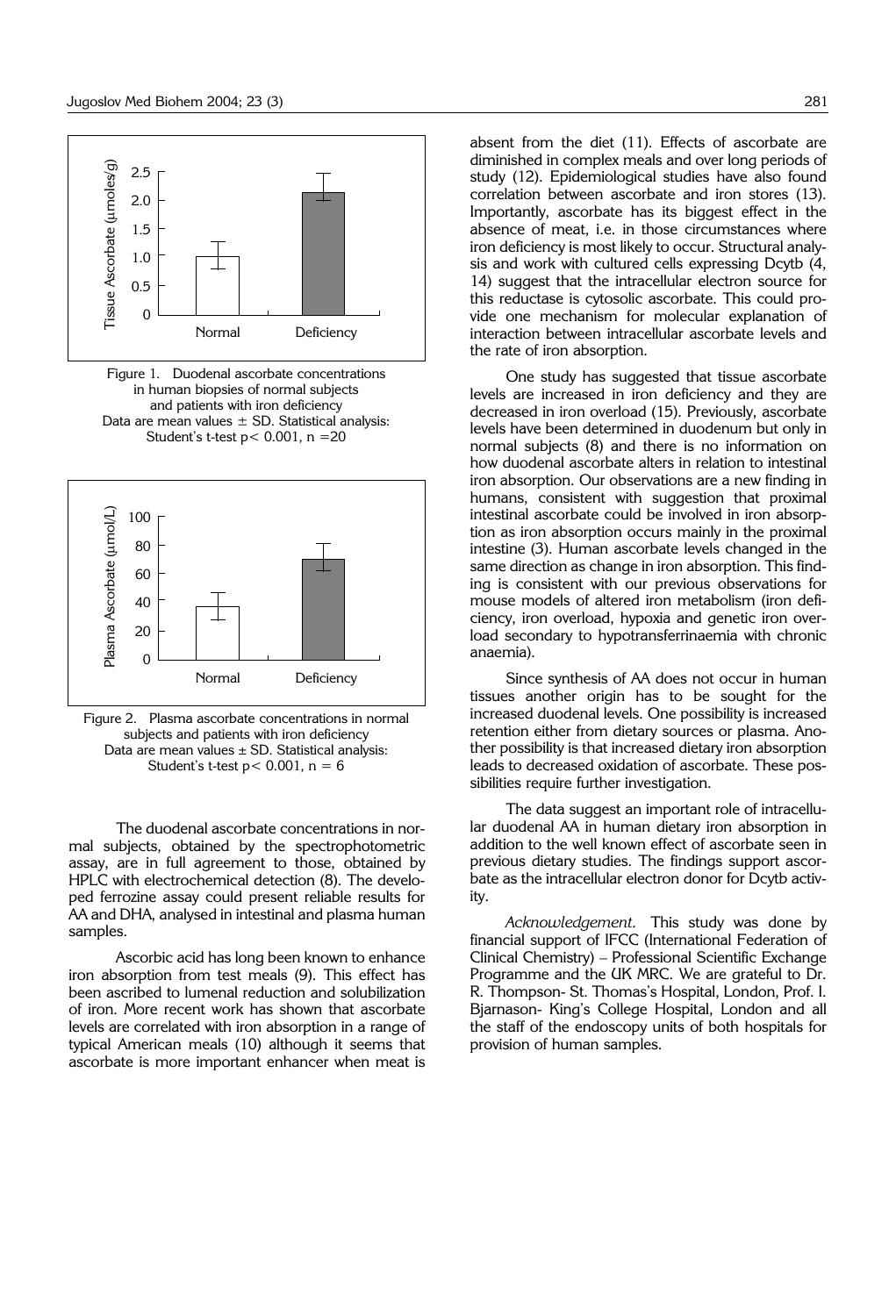Figure 1. Duodenal ascorbate concentrations in human biopsies of normal subjects and patients with iron deficiency
Data are mean values ± SD. Statistical analysis: Student's t-test $p < 0.001$, $n = 20$

Figure 2. Plasma ascorbate concentrations in normal subjects and patients with iron deficiency
Data are mean values ± SD. Statistical analysis: Student's t-test $p < 0.001$, $n = 6$

The duodenal ascorbate concentrations in normal subjects, obtained by the spectrophotometric assay, are in full agreement to those, obtained by HPLC with electrochemical detection (8). The developed ferrozine assay could present reliable results for AA and DHA, analysed in intestinal and plasma human samples.

Ascorbic acid has long been known to enhance iron absorption from test meals (9). This effect has been ascribed to lumenal reduction and solubilization of iron. More recent work has shown that ascorbate levels are correlated with iron absorption in a range of typical American meals (10) although it seems that ascorbate is more important enhancer when meat is absent from the diet (11). Effects of ascorbate are diminished in complex meals and over long periods of study (12). Epidemiological studies have also found correlation between ascorbate and iron stores (13). Importantly, ascorbate has its biggest effect in the absence of meat, i.e. in those circumstances where iron deficiency is most likely to occur. Structural analysis and work with cultured cells expressing Dcytb (4, 14) suggest that the intracellular electron source for this reductase is cytosolic ascorbate. This could provide one mechanism for molecular explanation of interaction between intracellular ascorbate levels and the rate of iron absorption.

One study has suggested that tissue ascorbate levels are increased in iron deficiency and they are decreased in iron overload (15). Previously, ascorbate levels have been determined in duodenum but only in normal subjects (8) and there is no information on how duodenal ascorbate alters in relation to intestinal iron absorption. Our observations are a new finding in humans, consistent with suggestion that proximal intestinal ascorbate could be involved in iron absorption as iron absorption occurs mainly in the proximal intestine (3). Human ascorbate levels changed in the same direction as change in iron absorption. This finding is consistent with our previous observations for mouse models of altered iron metabolism (iron deficiency, iron overload, hypoxia and genetic iron overload secondary to hypotransferrinaemia with chronic anaemia).

Since synthesis of AA does not occur in human tissues another origin has to be sought for the increased duodenal levels. One possibility is increased retention either from dietary sources or plasma. Another possibility is that increased dietary iron absorption leads to decreased oxidation of ascorbate. These possibilities require further investigation.

The data suggest an important role of intracellular duodenal AA in human dietary iron absorption in addition to the well known effect of ascorbate seen in previous dietary studies. The findings support ascorbate as the intracellular electron donor for Dcytb activity.

*Acknowledgement.* This study was done by financial support of IFCC (International Federation of Clinical Chemistry) – Professional Scientific Exchange Programme and the UK MRC. We are grateful to Dr. R. Thompson- St. Thomas's Hospital, London, Prof. I. Bjarnason- King's College Hospital, London and all the staff of the endoscopy units of both hospitals for provision of human samples.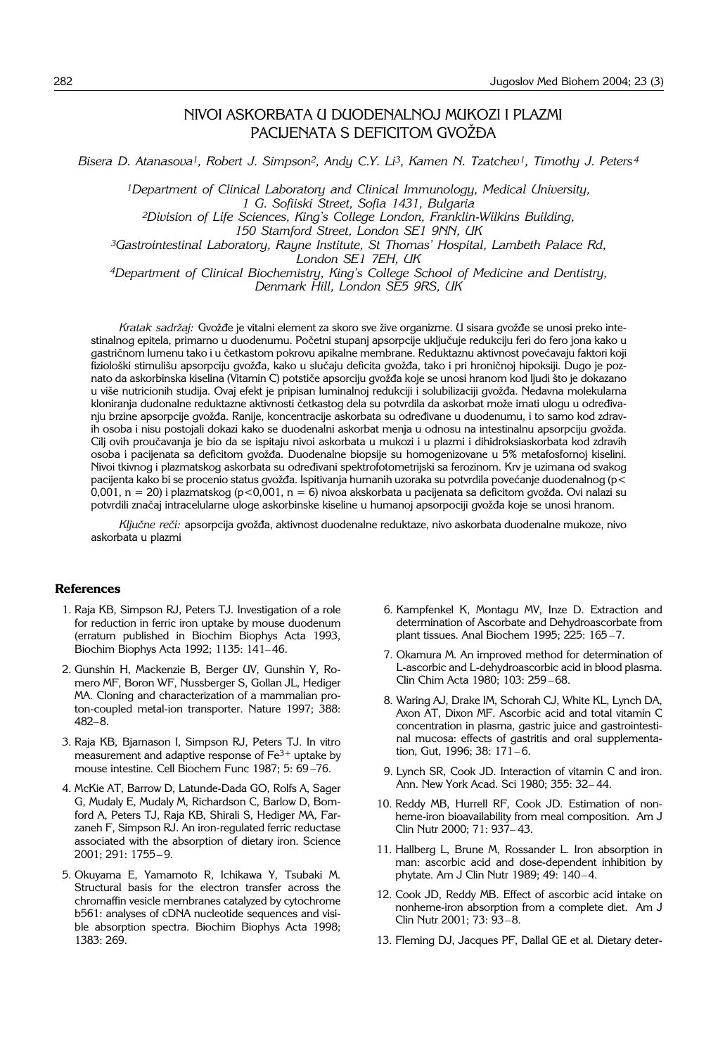# NIVOI ASKORBATA U DUODENALNOJ MUKOZI I PLAZMI PACIJENATA S DEFICITOM GVOŽĐA

*Bisera D. Atanasova[1], Robert J. Simpson[2], Andy C.Y. Li[3], Kamen N. Tzatchev[1], Timothy J. Peters[4]*

[1]Department of Clinical Laboratory and Clinical Immunology, Medical University, 1 G. Sofiiski Street, Sofia 1431, Bulgaria
[2]Division of Life Sciences, King's College London, Franklin-Wilkins Building, 150 Stamford Street, London SE1 9NN, UK
[3]Gastrointestinal Laboratory, Rayne Institute, St Thomas' Hospital, Lambeth Palace Rd, London SE1 7EH, UK
[4]Department of Clinical Biochemistry, King's College School of Medicine and Dentistry, Denmark Hill, London SE5 9RS, UK

*Kratak sadržaj:* Gvožđe je vitalni element za skoro sve žive organizme. U sisara gvožđe se unosi preko intestinalnog epitela, primarno u duodenumu. Početni stupanj apsorpcije uključuje redukciju feri do fero jona kako u gastričnom lumenu tako i u četkastom pokrovu apikalne membrane. Reduktaznu aktivnost povećavaju faktori koji fiziološki stimulišu apsorpciju gvožđa, kako u slučaju deficita gvožđa, tako i pri hroničnoj hipoksiji. Dugo je poznato da askorbinska kiselina (Vitamin C) potstiče apsorciju gvožđa koje se unosi hranom kod ljudi što je dokazano u više nutricionih studija. Ovaj efekt je pripisan luminalnoj redukciji i solubilizaciji gvožđa. Nedavna molekularna kloniranja dudonalne reduktazne aktivnosti četkastog dela su potvrdila da askorbat može imati ulogu u određivanju brzine apsorpcije gvožđa. Ranije, koncentracije askorbata su određivane u duodenumu, i to samo kod zdravih osoba i nisu postojali dokazi kako se duodenalni askorbat menja u odnosu na intestinalnu apsorpciju gvožđa. Cilj ovih proučavanja je bio da se ispitaju nivoi askorbata u mukozi i u plazmi i dihidroksiaskorbata kod zdravih osoba i pacijenata sa deficitom gvožđa. Duodenalne biopsije su homogenizovane u 5% metafosfornoj kiselini. Nivoi tkivnog i plazmatskog askorbata su određivani spektrofotometrijski sa ferozinom. Krv je uzimana od svakog pacijenta kako bi se procenio status gvožđa. Ispitivanja humanih uzoraka su potvrdila povećanje duodenalnog ($p < 0{,}001$, $n = 20$) i plazmatskog ($p < 0{,}001$, $n = 6$) nivoa akskorbata u pacijenata sa deficitom gvožđa. Ovi nalazi su potvrdili značaj intracelularne uloge askorbinske kiseline u humanoj apsorpociji gvožđa koje se unosi hranom.

*Ključne reči:* apsorpcija gvožđa, aktivnost duodenalne reduktaze, nivo askorbata duodenalne mukoze, nivo askorbata u plazmi

## References

1. Raja KB, Simpson RJ, Peters TJ. Investigation of a role for reduction in ferric iron uptake by mouse duodenum (erratum published in Biochim Biophys Acta 1993, Biochim Biophys Acta 1992; 1135: 141–46.
2. Gunshin H, Mackenzie B, Berger UV, Gunshin Y, Romero MF, Boron WF, Nussberger S, Gollan JL, Hediger MA. Cloning and characterization of a mammalian proton-coupled metal-ion transporter. Nature 1997; 388: 482–8.
3. Raja KB, Bjarnason I, Simpson RJ, Peters TJ. In vitro measurement and adaptive response of $Fe^{3+}$ uptake by mouse intestine. Cell Biochem Func 1987; 5: 69–76.
4. McKie AT, Barrow D, Latunde-Dada GO, Rolfs A, Sager G, Mudaly E, Mudaly M, Richardson C, Barlow D, Bomford A, Peters TJ, Raja KB, Shirali S, Hediger MA, Farzaneh F, Simpson RJ. An iron-regulated ferric reductase associated with the absorption of dietary iron. Science 2001; 291: 1755–9.
5. Okuyama E, Yamamoto R, Ichikawa Y, Tsubaki M. Structural basis for the electron transfer across the chromaffin vesicle membranes catalyzed by cytochrome b561: analyses of cDNA nucleotide sequences and visible absorption spectra. Biochim Biophys Acta 1998; 1383: 269.
6. Kampfenkel K, Montagu MV, Inze D. Extraction and determination of Ascorbate and Dehydroascorbate from plant tissues. Anal Biochem 1995; 225: 165–7.
7. Okamura M. An improved method for determination of L-ascorbic and L-dehydroascorbic acid in blood plasma. Clin Chim Acta 1980; 103: 259–68.
8. Waring AJ, Drake IM, Schorah CJ, White KL, Lynch DA, Axon AT, Dixon MF. Ascorbic acid and total vitamin C concentration in plasma, gastric juice and gastrointestinal mucosa: effects of gastritis and oral supplementation, Gut, 1996; 38: 171–6.
9. Lynch SR, Cook JD. Interaction of vitamin C and iron. Ann. New York Acad. Sci 1980; 355: 32–44.
10. Reddy MB, Hurrell RF, Cook JD. Estimation of nonheme-iron bioavailability from meal composition. Am J Clin Nutr 2000; 71: 937–43.
11. Hallberg L, Brune M, Rossander L. Iron absorption in man: ascorbic acid and dose-dependent inhibition by phytate. Am J Clin Nutr 1989; 49: 140–4.
12. Cook JD, Reddy MB. Effect of ascorbic acid intake on nonheme-iron absorption from a complete diet. Am J Clin Nutr 2001; 73: 93–8.
13. Fleming DJ, Jacques PF, Dallal GE et al. Dietary deter-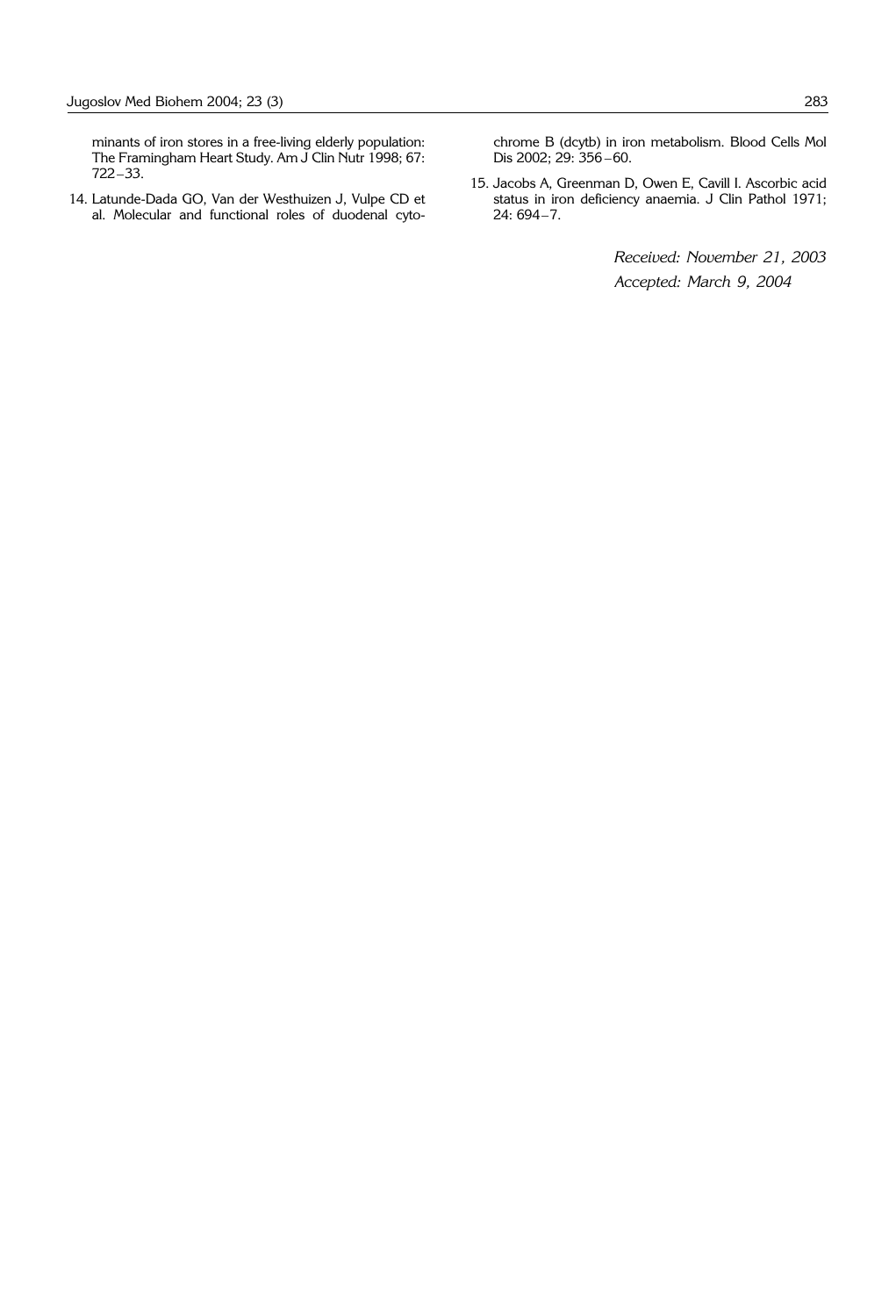minants of iron stores in a free-living elderly population: The Framingham Heart Study. Am J Clin Nutr 1998; 67: 722–33.

14. Latunde-Dada GO, Van der Westhuizen J, Vulpe CD et al. Molecular and functional roles of duodenal cytochrome B (dcytb) in iron metabolism. Blood Cells Mol Dis 2002; 29: 356–60.

15. Jacobs A, Greenman D, Owen E, Cavill I. Ascorbic acid status in iron deficiency anaemia. J Clin Pathol 1971; 24: 694–7.

*Received: November 21, 2003*

*Accepted: March 9, 2004*